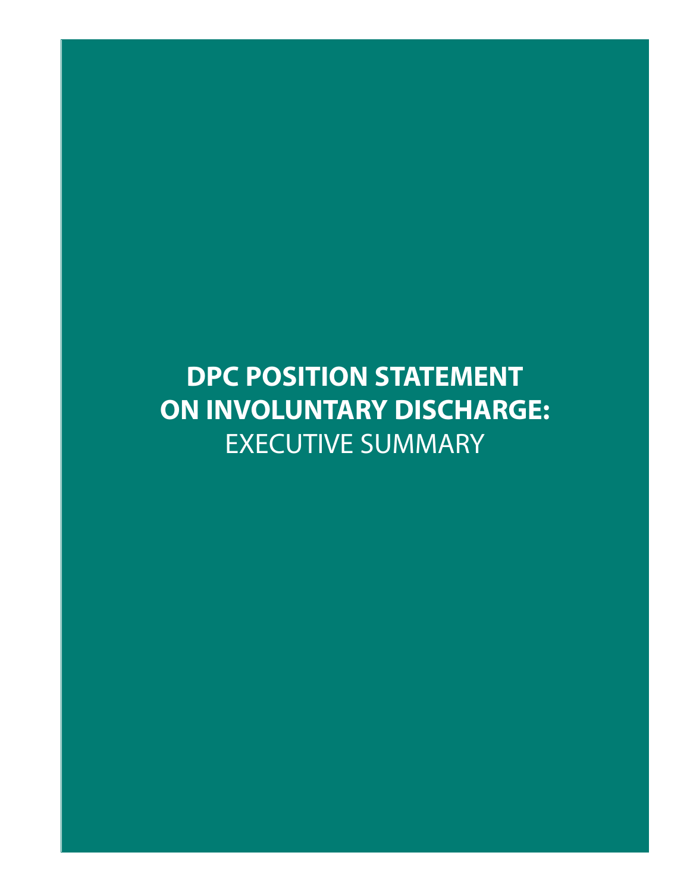# DPC POSITION STATEMENT ON INVOLUNTARY DISCHARGE: EXECUTIVE SUMMARY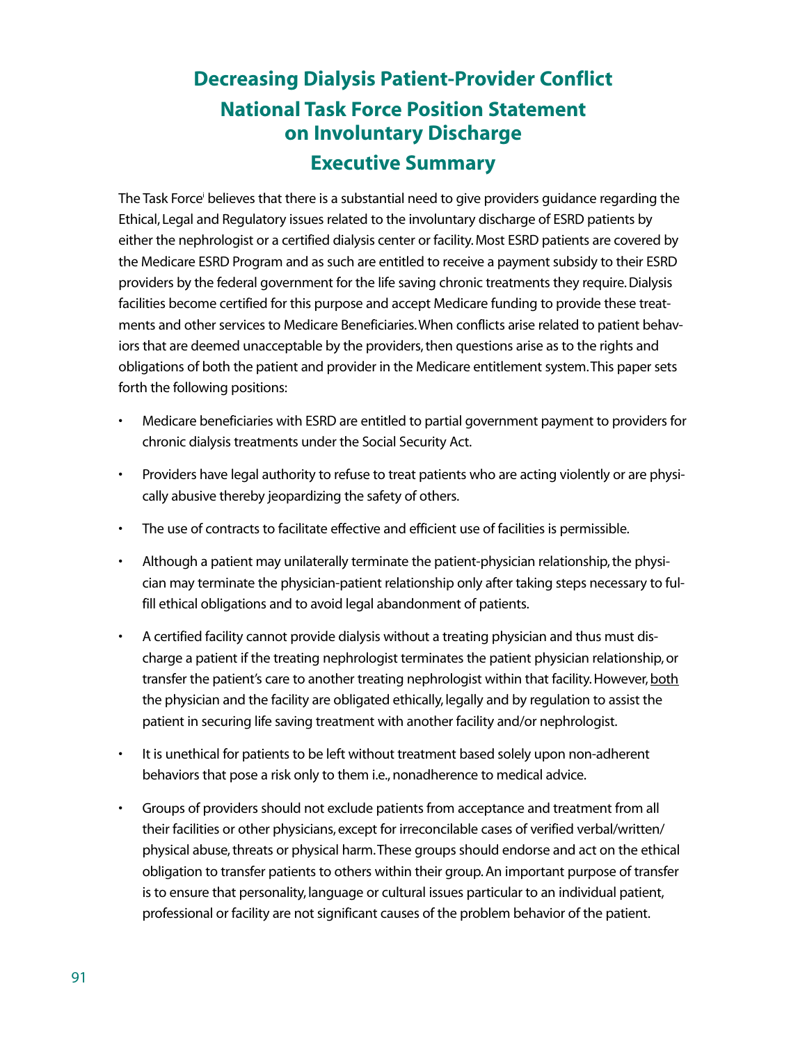# Decreasing Dialysis Patient-Provider Conflict

## National Task Force Position Statement on Involuntary Discharge

## Executive Summary

The Task Force[i] believes that there is a substantial need to give providers guidance regarding the Ethical, Legal and Regulatory issues related to the involuntary discharge of ESRD patients by either the nephrologist or a certified dialysis center or facility. Most ESRD patients are covered by the Medicare ESRD Program and as such are entitled to receive a payment subsidy to their ESRD providers by the federal government for the life saving chronic treatments they require. Dialysis facilities become certified for this purpose and accept Medicare funding to provide these treatments and other services to Medicare Beneficiaries. When conflicts arise related to patient behaviors that are deemed unacceptable by the providers, then questions arise as to the rights and obligations of both the patient and provider in the Medicare entitlement system. This paper sets forth the following positions:

- Medicare beneficiaries with ESRD are entitled to partial government payment to providers for chronic dialysis treatments under the Social Security Act.
- Providers have legal authority to refuse to treat patients who are acting violently or are physically abusive thereby jeopardizing the safety of others.
- The use of contracts to facilitate effective and efficient use of facilities is permissible.
- Although a patient may unilaterally terminate the patient-physician relationship, the physician may terminate the physician-patient relationship only after taking steps necessary to fulfill ethical obligations and to avoid legal abandonment of patients.
- A certified facility cannot provide dialysis without a treating physician and thus must discharge a patient if the treating nephrologist terminates the patient physician relationship, or transfer the patient's care to another treating nephrologist within that facility. However, <u>both</u> the physician and the facility are obligated ethically, legally and by regulation to assist the patient in securing life saving treatment with another facility and/or nephrologist.
- It is unethical for patients to be left without treatment based solely upon non-adherent behaviors that pose a risk only to them i.e., nonadherence to medical advice.
- Groups of providers should not exclude patients from acceptance and treatment from all their facilities or other physicians, except for irreconcilable cases of verified verbal/written/physical abuse, threats or physical harm. These groups should endorse and act on the ethical obligation to transfer patients to others within their group. An important purpose of transfer is to ensure that personality, language or cultural issues particular to an individual patient, professional or facility are not significant causes of the problem behavior of the patient.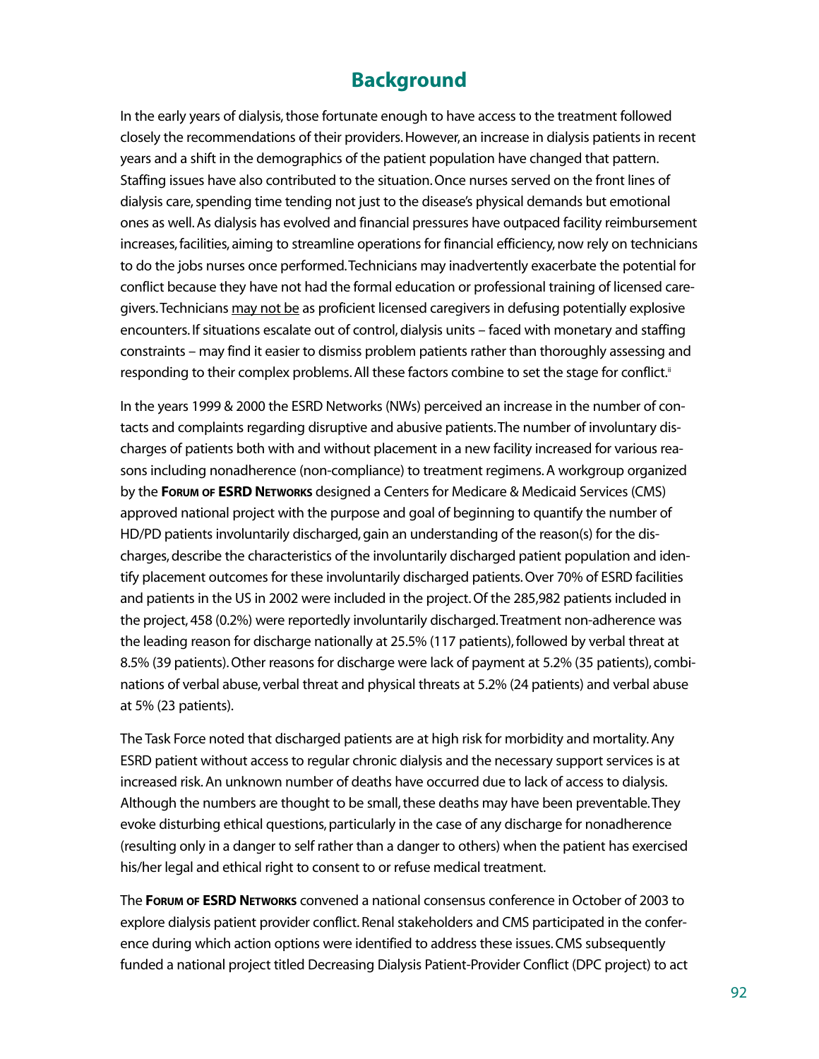# Background

In the early years of dialysis, those fortunate enough to have access to the treatment followed closely the recommendations of their providers. However, an increase in dialysis patients in recent years and a shift in the demographics of the patient population have changed that pattern. Staffing issues have also contributed to the situation. Once nurses served on the front lines of dialysis care, spending time tending not just to the disease's physical demands but emotional ones as well. As dialysis has evolved and financial pressures have outpaced facility reimbursement increases, facilities, aiming to streamline operations for financial efficiency, now rely on technicians to do the jobs nurses once performed. Technicians may inadvertently exacerbate the potential for conflict because they have not had the formal education or professional training of licensed caregivers. Technicians may not be as proficient licensed caregivers in defusing potentially explosive encounters. If situations escalate out of control, dialysis units – faced with monetary and staffing constraints – may find it easier to dismiss problem patients rather than thoroughly assessing and responding to their complex problems. All these factors combine to set the stage for conflict.[ii]

In the years 1999 & 2000 the ESRD Networks (NWs) perceived an increase in the number of contacts and complaints regarding disruptive and abusive patients. The number of involuntary discharges of patients both with and without placement in a new facility increased for various reasons including nonadherence (non-compliance) to treatment regimens. A workgroup organized by the **Forum of ESRD Networks** designed a Centers for Medicare & Medicaid Services (CMS) approved national project with the purpose and goal of beginning to quantify the number of HD/PD patients involuntarily discharged, gain an understanding of the reason(s) for the discharges, describe the characteristics of the involuntarily discharged patient population and identify placement outcomes for these involuntarily discharged patients. Over 70% of ESRD facilities and patients in the US in 2002 were included in the project. Of the 285,982 patients included in the project, 458 (0.2%) were reportedly involuntarily discharged. Treatment non-adherence was the leading reason for discharge nationally at 25.5% (117 patients), followed by verbal threat at 8.5% (39 patients). Other reasons for discharge were lack of payment at 5.2% (35 patients), combinations of verbal abuse, verbal threat and physical threats at 5.2% (24 patients) and verbal abuse at 5% (23 patients).

The Task Force noted that discharged patients are at high risk for morbidity and mortality. Any ESRD patient without access to regular chronic dialysis and the necessary support services is at increased risk. An unknown number of deaths have occurred due to lack of access to dialysis. Although the numbers are thought to be small, these deaths may have been preventable. They evoke disturbing ethical questions, particularly in the case of any discharge for nonadherence (resulting only in a danger to self rather than a danger to others) when the patient has exercised his/her legal and ethical right to consent to or refuse medical treatment.

The **Forum of ESRD Networks** convened a national consensus conference in October of 2003 to explore dialysis patient provider conflict. Renal stakeholders and CMS participated in the conference during which action options were identified to address these issues. CMS subsequently funded a national project titled Decreasing Dialysis Patient-Provider Conflict (DPC project) to act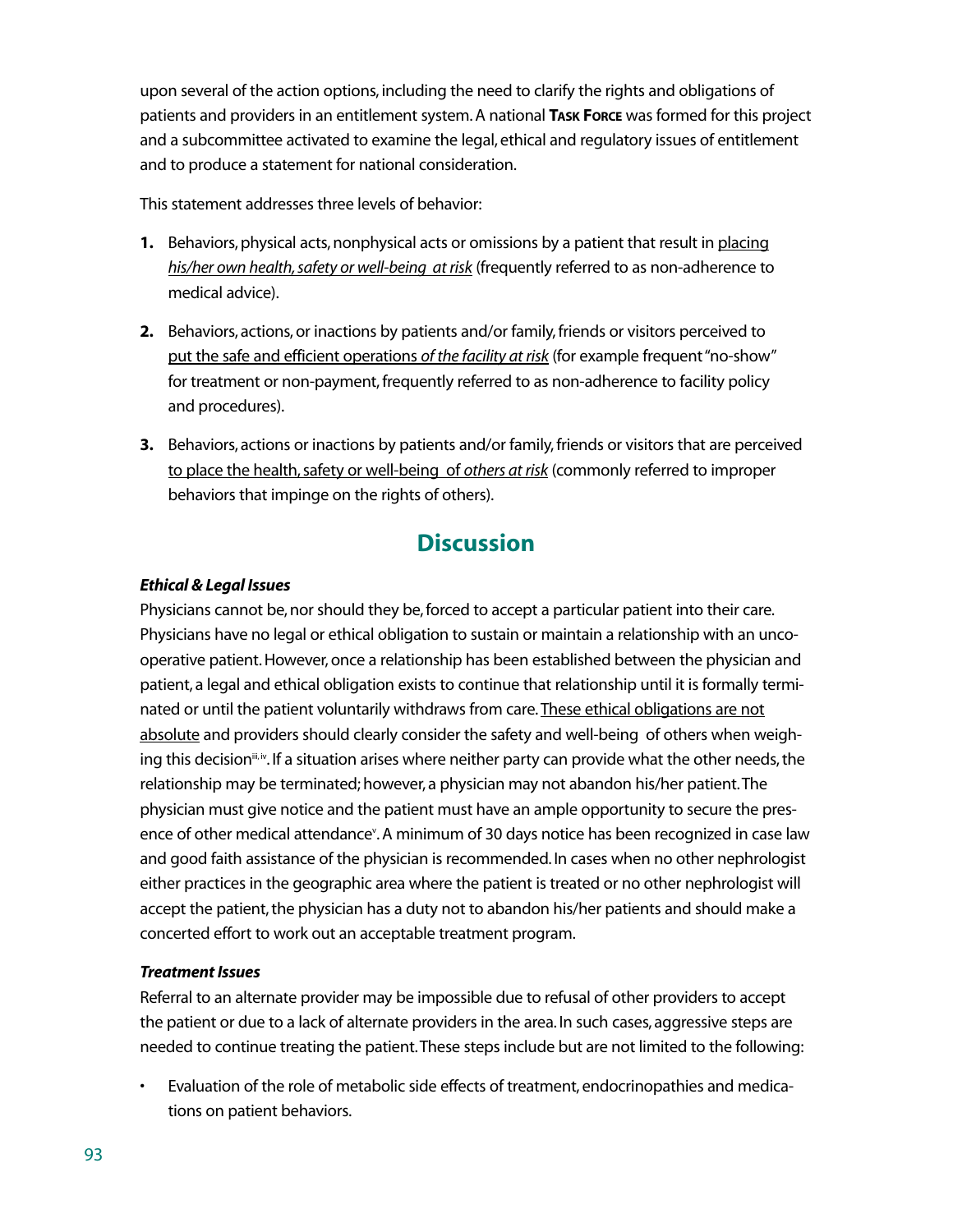upon several of the action options, including the need to clarify the rights and obligations of patients and providers in an entitlement system. A national **Task Force** was formed for this project and a subcommittee activated to examine the legal, ethical and regulatory issues of entitlement and to produce a statement for national consideration.

This statement addresses three levels of behavior:

1. Behaviors, physical acts, nonphysical acts or omissions by a patient that result in placing *his/her own health, safety or well-being at risk* (frequently referred to as non-adherence to medical advice).

2. Behaviors, actions, or inactions by patients and/or family, friends or visitors perceived to put the safe and efficient operations *of the facility at risk* (for example frequent "no-show" for treatment or non-payment, frequently referred to as non-adherence to facility policy and procedures).

3. Behaviors, actions or inactions by patients and/or family, friends or visitors that are perceived to place the health, safety or well-being of *others at risk* (commonly referred to improper behaviors that impinge on the rights of others).

## Discussion

***Ethical & Legal Issues***

Physicians cannot be, nor should they be, forced to accept a particular patient into their care. Physicians have no legal or ethical obligation to sustain or maintain a relationship with an uncooperative patient. However, once a relationship has been established between the physician and patient, a legal and ethical obligation exists to continue that relationship until it is formally terminated or until the patient voluntarily withdraws from care. These ethical obligations are not absolute and providers should clearly consider the safety and well-being of others when weighing this decision[iii, iv]. If a situation arises where neither party can provide what the other needs, the relationship may be terminated; however, a physician may not abandon his/her patient. The physician must give notice and the patient must have an ample opportunity to secure the presence of other medical attendance[v]. A minimum of 30 days notice has been recognized in case law and good faith assistance of the physician is recommended. In cases when no other nephrologist either practices in the geographic area where the patient is treated or no other nephrologist will accept the patient, the physician has a duty not to abandon his/her patients and should make a concerted effort to work out an acceptable treatment program.

***Treatment Issues***

Referral to an alternate provider may be impossible due to refusal of other providers to accept the patient or due to a lack of alternate providers in the area. In such cases, aggressive steps are needed to continue treating the patient. These steps include but are not limited to the following:

- Evaluation of the role of metabolic side effects of treatment, endocrinopathies and medications on patient behaviors.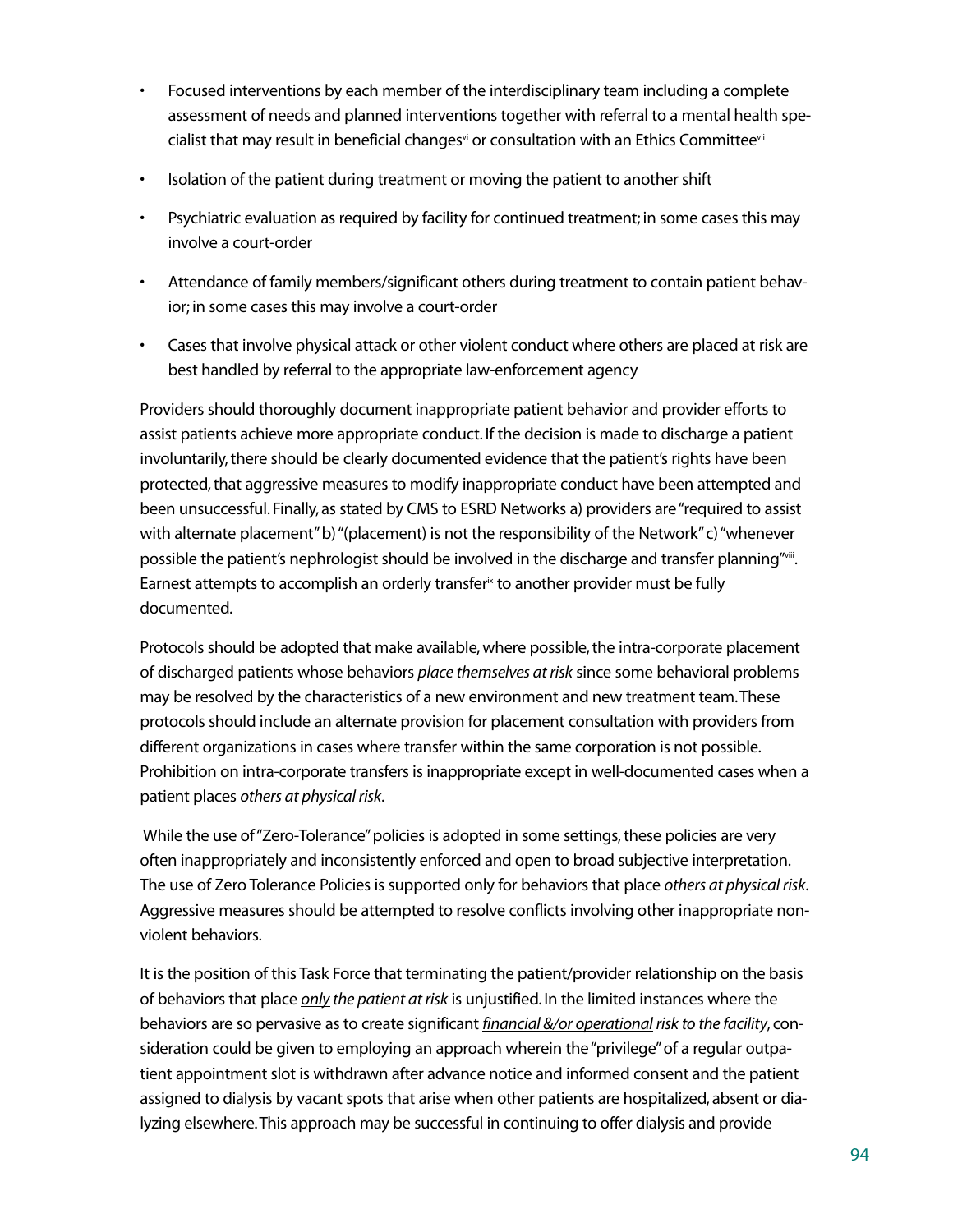- Focused interventions by each member of the interdisciplinary team including a complete assessment of needs and planned interventions together with referral to a mental health specialist that may result in beneficial changes[vi] or consultation with an Ethics Committee[vii]
- Isolation of the patient during treatment or moving the patient to another shift
- Psychiatric evaluation as required by facility for continued treatment; in some cases this may involve a court-order
- Attendance of family members/significant others during treatment to contain patient behavior; in some cases this may involve a court-order
- Cases that involve physical attack or other violent conduct where others are placed at risk are best handled by referral to the appropriate law-enforcement agency

Providers should thoroughly document inappropriate patient behavior and provider efforts to assist patients achieve more appropriate conduct. If the decision is made to discharge a patient involuntarily, there should be clearly documented evidence that the patient's rights have been protected, that aggressive measures to modify inappropriate conduct have been attempted and been unsuccessful. Finally, as stated by CMS to ESRD Networks a) providers are "required to assist with alternate placement" b) "(placement) is not the responsibility of the Network" c) "whenever possible the patient's nephrologist should be involved in the discharge and transfer planning"[viii]. Earnest attempts to accomplish an orderly transfer[ix] to another provider must be fully documented.

Protocols should be adopted that make available, where possible, the intra-corporate placement of discharged patients whose behaviors *place themselves at risk* since some behavioral problems may be resolved by the characteristics of a new environment and new treatment team. These protocols should include an alternate provision for placement consultation with providers from different organizations in cases where transfer within the same corporation is not possible. Prohibition on intra-corporate transfers is inappropriate except in well-documented cases when a patient places *others at physical risk*.

While the use of "Zero-Tolerance" policies is adopted in some settings, these policies are very often inappropriately and inconsistently enforced and open to broad subjective interpretation. The use of Zero Tolerance Policies is supported only for behaviors that place *others at physical risk*. Aggressive measures should be attempted to resolve conflicts involving other inappropriate non-violent behaviors.

It is the position of this Task Force that terminating the patient/provider relationship on the basis of behaviors that place ***only*** *the patient at risk* is unjustified. In the limited instances where the behaviors are so pervasive as to create significant ***financial &/or operational*** *risk to the facility*, consideration could be given to employing an approach wherein the "privilege" of a regular outpatient appointment slot is withdrawn after advance notice and informed consent and the patient assigned to dialysis by vacant spots that arise when other patients are hospitalized, absent or dialyzing elsewhere. This approach may be successful in continuing to offer dialysis and provide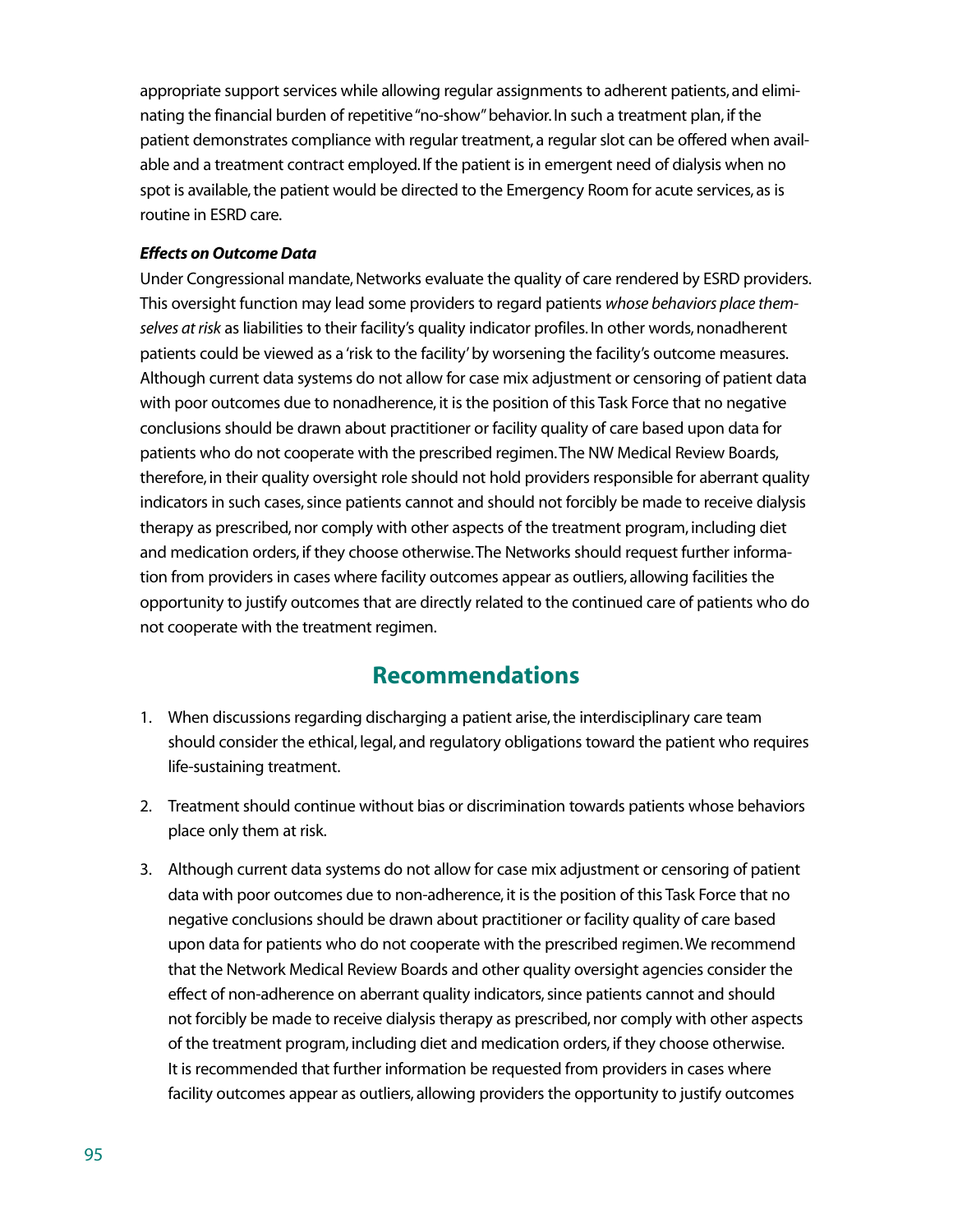appropriate support services while allowing regular assignments to adherent patients, and eliminating the financial burden of repetitive "no-show" behavior. In such a treatment plan, if the patient demonstrates compliance with regular treatment, a regular slot can be offered when available and a treatment contract employed. If the patient is in emergent need of dialysis when no spot is available, the patient would be directed to the Emergency Room for acute services, as is routine in ESRD care.

***Effects on Outcome Data***

Under Congressional mandate, Networks evaluate the quality of care rendered by ESRD providers. This oversight function may lead some providers to regard patients *whose behaviors place themselves at risk* as liabilities to their facility's quality indicator profiles. In other words, nonadherent patients could be viewed as a 'risk to the facility' by worsening the facility's outcome measures. Although current data systems do not allow for case mix adjustment or censoring of patient data with poor outcomes due to nonadherence, it is the position of this Task Force that no negative conclusions should be drawn about practitioner or facility quality of care based upon data for patients who do not cooperate with the prescribed regimen. The NW Medical Review Boards, therefore, in their quality oversight role should not hold providers responsible for aberrant quality indicators in such cases, since patients cannot and should not forcibly be made to receive dialysis therapy as prescribed, nor comply with other aspects of the treatment program, including diet and medication orders, if they choose otherwise. The Networks should request further information from providers in cases where facility outcomes appear as outliers, allowing facilities the opportunity to justify outcomes that are directly related to the continued care of patients who do not cooperate with the treatment regimen.

## Recommendations

1. When discussions regarding discharging a patient arise, the interdisciplinary care team should consider the ethical, legal, and regulatory obligations toward the patient who requires life-sustaining treatment.

2. Treatment should continue without bias or discrimination towards patients whose behaviors place only them at risk.

3. Although current data systems do not allow for case mix adjustment or censoring of patient data with poor outcomes due to non-adherence, it is the position of this Task Force that no negative conclusions should be drawn about practitioner or facility quality of care based upon data for patients who do not cooperate with the prescribed regimen. We recommend that the Network Medical Review Boards and other quality oversight agencies consider the effect of non-adherence on aberrant quality indicators, since patients cannot and should not forcibly be made to receive dialysis therapy as prescribed, nor comply with other aspects of the treatment program, including diet and medication orders, if they choose otherwise. It is recommended that further information be requested from providers in cases where facility outcomes appear as outliers, allowing providers the opportunity to justify outcomes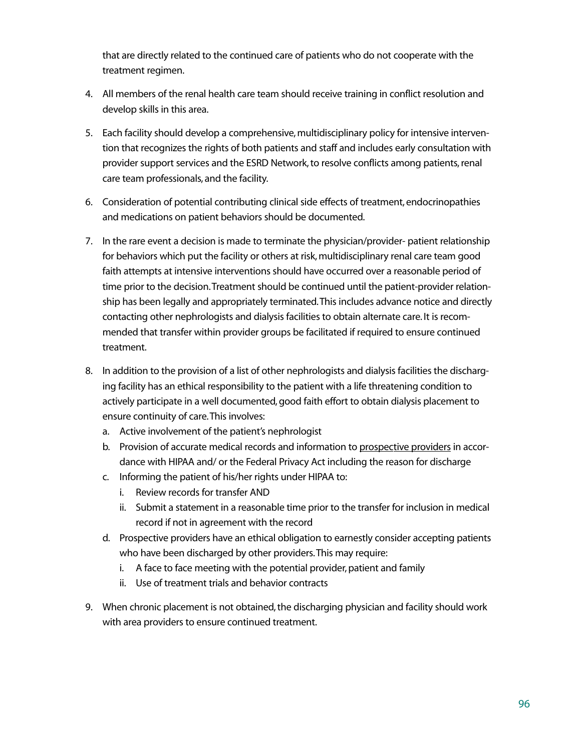that are directly related to the continued care of patients who do not cooperate with the treatment regimen.

4. All members of the renal health care team should receive training in conflict resolution and develop skills in this area.

5. Each facility should develop a comprehensive, multidisciplinary policy for intensive intervention that recognizes the rights of both patients and staff and includes early consultation with provider support services and the ESRD Network, to resolve conflicts among patients, renal care team professionals, and the facility.

6. Consideration of potential contributing clinical side effects of treatment, endocrinopathies and medications on patient behaviors should be documented.

7. In the rare event a decision is made to terminate the physician/provider- patient relationship for behaviors which put the facility or others at risk, multidisciplinary renal care team good faith attempts at intensive interventions should have occurred over a reasonable period of time prior to the decision. Treatment should be continued until the patient-provider relationship has been legally and appropriately terminated. This includes advance notice and directly contacting other nephrologists and dialysis facilities to obtain alternate care. It is recommended that transfer within provider groups be facilitated if required to ensure continued treatment.

8. In addition to the provision of a list of other nephrologists and dialysis facilities the discharging facility has an ethical responsibility to the patient with a life threatening condition to actively participate in a well documented, good faith effort to obtain dialysis placement to ensure continuity of care. This involves:
   a. Active involvement of the patient's nephrologist
   b. Provision of accurate medical records and information to <u>prospective providers</u> in accordance with HIPAA and/ or the Federal Privacy Act including the reason for discharge
   c. Informing the patient of his/her rights under HIPAA to:
      i. Review records for transfer AND
      ii. Submit a statement in a reasonable time prior to the transfer for inclusion in medical record if not in agreement with the record
   d. Prospective providers have an ethical obligation to earnestly consider accepting patients who have been discharged by other providers. This may require:
      i. A face to face meeting with the potential provider, patient and family
      ii. Use of treatment trials and behavior contracts

9. When chronic placement is not obtained, the discharging physician and facility should work with area providers to ensure continued treatment.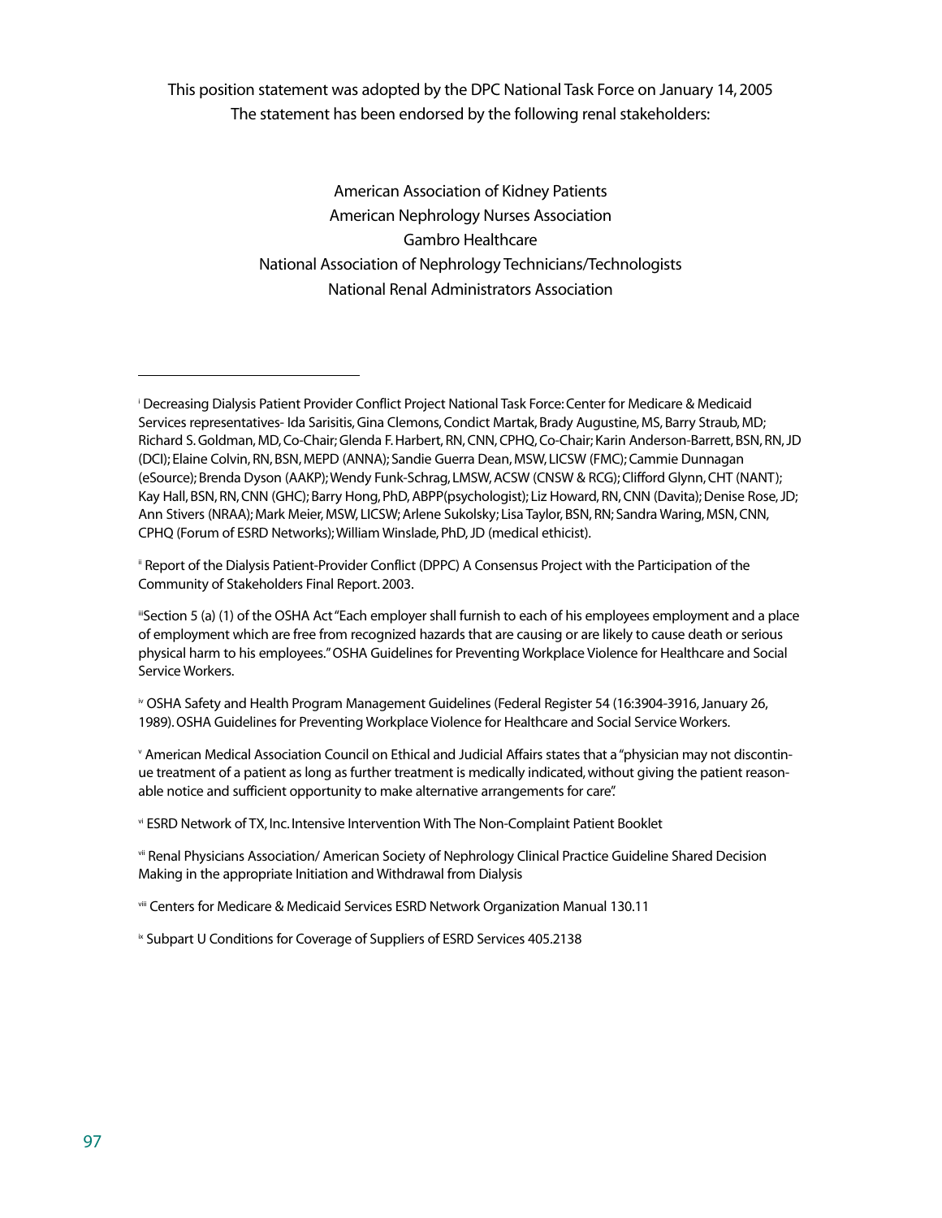This position statement was adopted by the DPC National Task Force on January 14, 2005
The statement has been endorsed by the following renal stakeholders:

American Association of Kidney Patients
American Nephrology Nurses Association
Gambro Healthcare
National Association of Nephrology Technicians/Technologists
National Renal Administrators Association

---

[i] Decreasing Dialysis Patient Provider Conflict Project National Task Force: Center for Medicare & Medicaid Services representatives- Ida Sarisitis, Gina Clemons, Condict Martak, Brady Augustine, MS, Barry Straub, MD; Richard S. Goldman, MD, Co-Chair; Glenda F. Harbert, RN, CNN, CPHQ, Co-Chair; Karin Anderson-Barrett, BSN, RN, JD (DCI); Elaine Colvin, RN, BSN, MEPD (ANNA); Sandie Guerra Dean, MSW, LICSW (FMC); Cammie Dunnagan (eSource); Brenda Dyson (AAKP); Wendy Funk-Schrag, LMSW, ACSW (CNSW & RCG); Clifford Glynn, CHT (NANT); Kay Hall, BSN, RN, CNN (GHC); Barry Hong, PhD, ABPP(psychologist); Liz Howard, RN, CNN (Davita); Denise Rose, JD; Ann Stivers (NRAA); Mark Meier, MSW, LICSW; Arlene Sukolsky; Lisa Taylor, BSN, RN; Sandra Waring, MSN, CNN, CPHQ (Forum of ESRD Networks); William Winslade, PhD, JD (medical ethicist).

[ii] Report of the Dialysis Patient-Provider Conflict (DPPC) A Consensus Project with the Participation of the Community of Stakeholders Final Report. 2003.

[iii] Section 5 (a) (1) of the OSHA Act "Each employer shall furnish to each of his employees employment and a place of employment which are free from recognized hazards that are causing or are likely to cause death or serious physical harm to his employees." OSHA Guidelines for Preventing Workplace Violence for Healthcare and Social Service Workers.

[iv] OSHA Safety and Health Program Management Guidelines (Federal Register 54 (16:3904-3916, January 26, 1989). OSHA Guidelines for Preventing Workplace Violence for Healthcare and Social Service Workers.

[v] American Medical Association Council on Ethical and Judicial Affairs states that a "physician may not discontinue treatment of a patient as long as further treatment is medically indicated, without giving the patient reasonable notice and sufficient opportunity to make alternative arrangements for care".

[vi] ESRD Network of TX, Inc. Intensive Intervention With The Non-Complaint Patient Booklet

[vii] Renal Physicians Association/ American Society of Nephrology Clinical Practice Guideline Shared Decision Making in the appropriate Initiation and Withdrawal from Dialysis

[viii] Centers for Medicare & Medicaid Services ESRD Network Organization Manual 130.11

[ix] Subpart U Conditions for Coverage of Suppliers of ESRD Services 405.2138